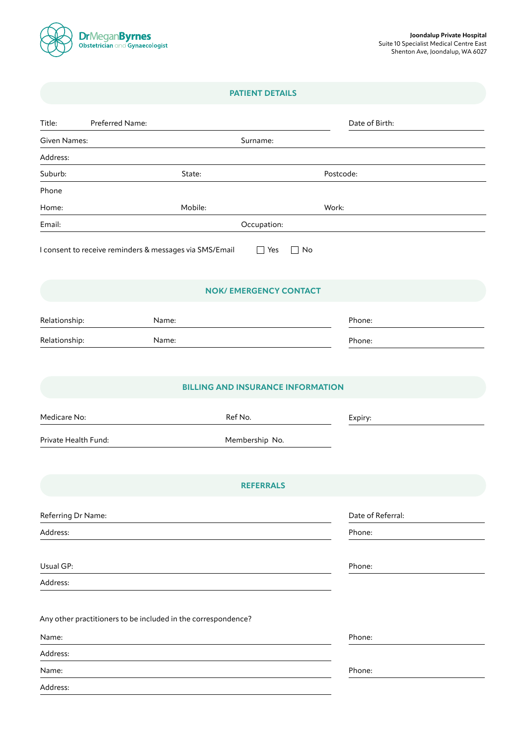**DrMeganByrnes**
Obstetrician and Gynaecologist

**Joondalup Private Hospital**
Suite 10 Specialist Medical Centre East
Shenton Ave, Joondalup, WA 6027

## PATIENT DETAILS

Title: Preferred Name: Date of Birth:

Given Names: Surname:

Address:

Suburb: State: Postcode:

Phone

Home: Mobile: Work:

Email: Occupation:

I consent to receive reminders & messages via SMS/Email ☐ Yes ☐ No

## NOK/ EMERGENCY CONTACT

Relationship: Name: Phone:

Relationship: Name: Phone:

## BILLING AND INSURANCE INFORMATION

Medicare No: Ref No. Expiry:

Private Health Fund: Membership No.

## REFERRALS

Referring Dr Name: Date of Referral:

Address: Phone:

Usual GP: Phone:

Address:

Any other practitioners to be included in the correspondence?

Name: Phone:

Address:

Name: Phone:

Address: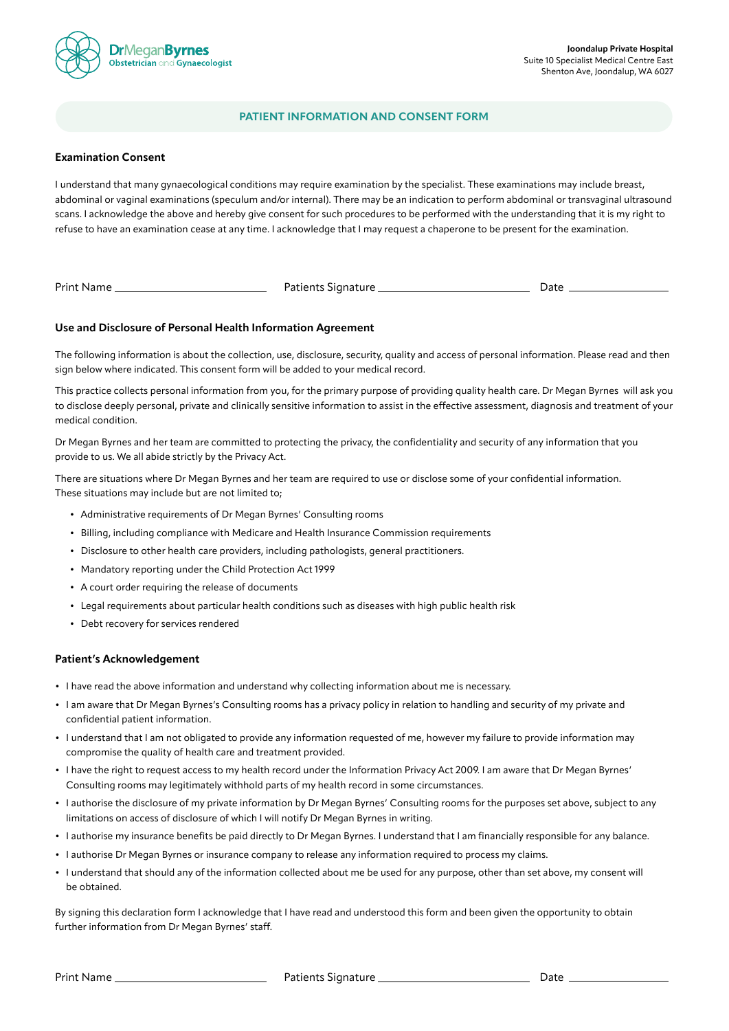**DrMeganByrnes**
Obstetrician and Gynaecologist

**Joondalup Private Hospital**
Suite 10 Specialist Medical Centre East
Shenton Ave, Joondalup, WA 6027

## PATIENT INFORMATION AND CONSENT FORM

### Examination Consent

I understand that many gynaecological conditions may require examination by the specialist. These examinations may include breast, abdominal or vaginal examinations (speculum and/or internal). There may be an indication to perform abdominal or transvaginal ultrasound scans. I acknowledge the above and hereby give consent for such procedures to be performed with the understanding that it is my right to refuse to have an examination cease at any time. I acknowledge that I may request a chaperone to be present for the examination.

Print Name ______________________ Patients Signature ______________________ Date ______________

### Use and Disclosure of Personal Health Information Agreement

The following information is about the collection, use, disclosure, security, quality and access of personal information. Please read and then sign below where indicated. This consent form will be added to your medical record.

This practice collects personal information from you, for the primary purpose of providing quality health care. Dr Megan Byrnes will ask you to disclose deeply personal, private and clinically sensitive information to assist in the effective assessment, diagnosis and treatment of your medical condition.

Dr Megan Byrnes and her team are committed to protecting the privacy, the confidentiality and security of any information that you provide to us. We all abide strictly by the Privacy Act.

There are situations where Dr Megan Byrnes and her team are required to use or disclose some of your confidential information. These situations may include but are not limited to;

- Administrative requirements of Dr Megan Byrnes' Consulting rooms
- Billing, including compliance with Medicare and Health Insurance Commission requirements
- Disclosure to other health care providers, including pathologists, general practitioners.
- Mandatory reporting under the Child Protection Act 1999
- A court order requiring the release of documents
- Legal requirements about particular health conditions such as diseases with high public health risk
- Debt recovery for services rendered

### Patient's Acknowledgement

- I have read the above information and understand why collecting information about me is necessary.
- I am aware that Dr Megan Byrnes's Consulting rooms has a privacy policy in relation to handling and security of my private and confidential patient information.
- I understand that I am not obligated to provide any information requested of me, however my failure to provide information may compromise the quality of health care and treatment provided.
- I have the right to request access to my health record under the Information Privacy Act 2009. I am aware that Dr Megan Byrnes' Consulting rooms may legitimately withhold parts of my health record in some circumstances.
- I authorise the disclosure of my private information by Dr Megan Byrnes' Consulting rooms for the purposes set above, subject to any limitations on access of disclosure of which I will notify Dr Megan Byrnes in writing.
- I authorise my insurance benefits be paid directly to Dr Megan Byrnes. I understand that I am financially responsible for any balance.
- I authorise Dr Megan Byrnes or insurance company to release any information required to process my claims.
- I understand that should any of the information collected about me be used for any purpose, other than set above, my consent will be obtained.

By signing this declaration form I acknowledge that I have read and understood this form and been given the opportunity to obtain further information from Dr Megan Byrnes' staff.

Print Name ______________________ Patients Signature ______________________ Date ______________